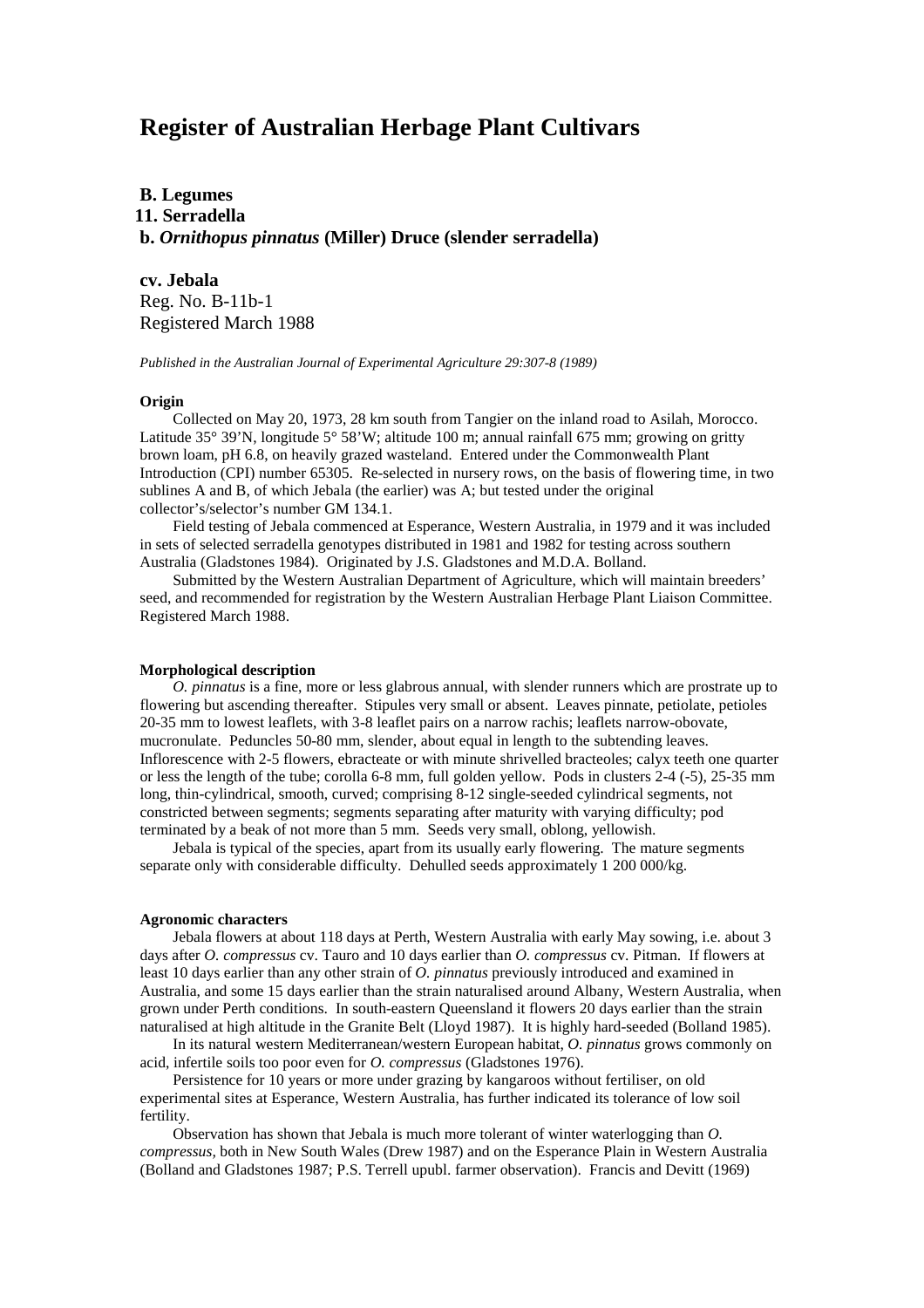# Register of Australian Herbage Plant Cultivars

**B. Legumes**
**11. Serradella**
**b. *Ornithopus pinnatus* (Miller) Druce (slender serradella)**

**cv. Jebala**
Reg. No. B-11b-1
Registered March 1988

*Published in the Australian Journal of Experimental Agriculture 29:307-8 (1989)*

#### Origin

Collected on May 20, 1973, 28 km south from Tangier on the inland road to Asilah, Morocco. Latitude 35° 39'N, longitude 5° 58'W; altitude 100 m; annual rainfall 675 mm; growing on gritty brown loam, pH 6.8, on heavily grazed wasteland. Entered under the Commonwealth Plant Introduction (CPI) number 65305. Re-selected in nursery rows, on the basis of flowering time, in two sublines A and B, of which Jebala (the earlier) was A; but tested under the original collector's/selector's number GM 134.1.

Field testing of Jebala commenced at Esperance, Western Australia, in 1979 and it was included in sets of selected serradella genotypes distributed in 1981 and 1982 for testing across southern Australia (Gladstones 1984). Originated by J.S. Gladstones and M.D.A. Bolland.

Submitted by the Western Australian Department of Agriculture, which will maintain breeders' seed, and recommended for registration by the Western Australian Herbage Plant Liaison Committee. Registered March 1988.

#### Morphological description

*O. pinnatus* is a fine, more or less glabrous annual, with slender runners which are prostrate up to flowering but ascending thereafter. Stipules very small or absent. Leaves pinnate, petiolate, petioles 20-35 mm to lowest leaflets, with 3-8 leaflet pairs on a narrow rachis; leaflets narrow-obovate, mucronulate. Peduncles 50-80 mm, slender, about equal in length to the subtending leaves. Inflorescence with 2-5 flowers, ebracteate or with minute shrivelled bracteoles; calyx teeth one quarter or less the length of the tube; corolla 6-8 mm, full golden yellow. Pods in clusters 2-4 (-5), 25-35 mm long, thin-cylindrical, smooth, curved; comprising 8-12 single-seeded cylindrical segments, not constricted between segments; segments separating after maturity with varying difficulty; pod terminated by a beak of not more than 5 mm. Seeds very small, oblong, yellowish.

Jebala is typical of the species, apart from its usually early flowering. The mature segments separate only with considerable difficulty. Dehulled seeds approximately 1 200 000/kg.

#### Agronomic characters

Jebala flowers at about 118 days at Perth, Western Australia with early May sowing, i.e. about 3 days after *O. compressus* cv. Tauro and 10 days earlier than *O. compressus* cv. Pitman. If flowers at least 10 days earlier than any other strain of *O. pinnatus* previously introduced and examined in Australia, and some 15 days earlier than the strain naturalised around Albany, Western Australia, when grown under Perth conditions. In south-eastern Queensland it flowers 20 days earlier than the strain naturalised at high altitude in the Granite Belt (Lloyd 1987). It is highly hard-seeded (Bolland 1985).

In its natural western Mediterranean/western European habitat, *O. pinnatus* grows commonly on acid, infertile soils too poor even for *O. compressus* (Gladstones 1976).

Persistence for 10 years or more under grazing by kangaroos without fertiliser, on old experimental sites at Esperance, Western Australia, has further indicated its tolerance of low soil fertility.

Observation has shown that Jebala is much more tolerant of winter waterlogging than *O. compressus*, both in New South Wales (Drew 1987) and on the Esperance Plain in Western Australia (Bolland and Gladstones 1987; P.S. Terrell upubl. farmer observation). Francis and Devitt (1969)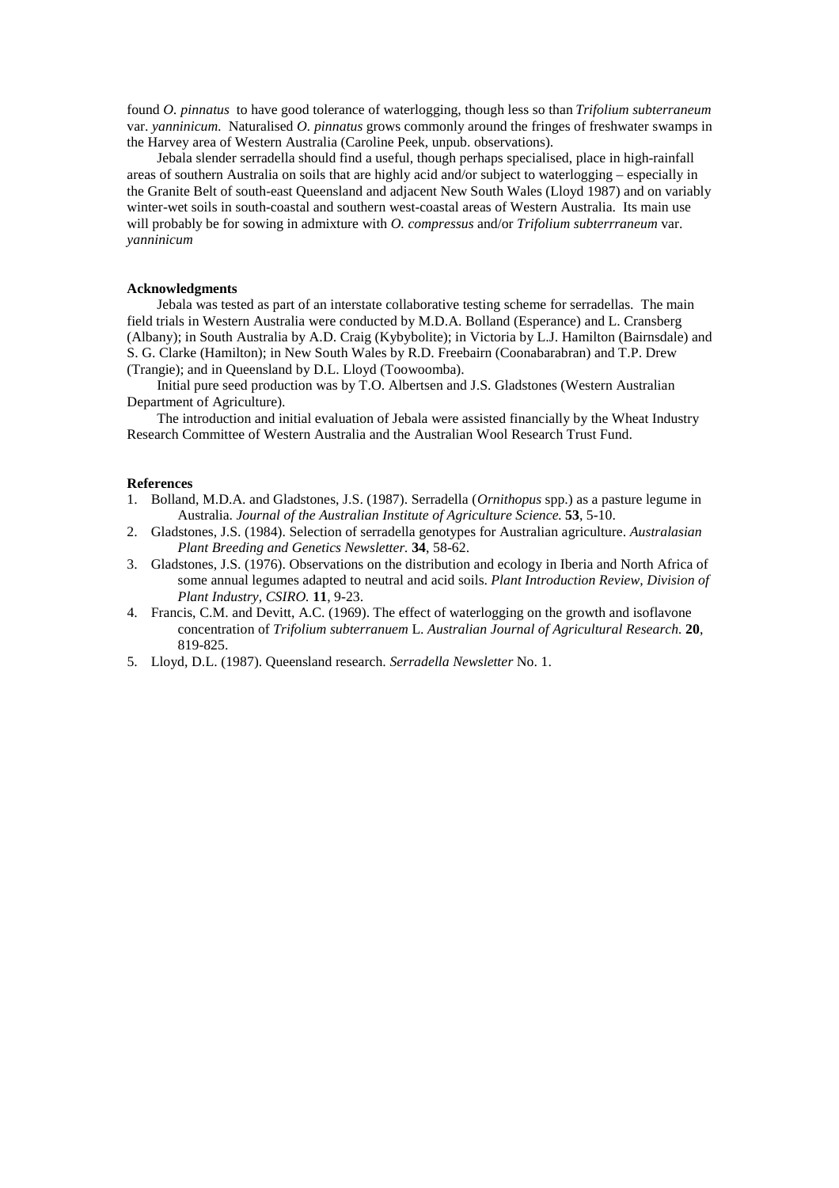found *O. pinnatus* to have good tolerance of waterlogging, though less so than *Trifolium subterraneum* var. *yanninicum.* Naturalised *O. pinnatus* grows commonly around the fringes of freshwater swamps in the Harvey area of Western Australia (Caroline Peek, unpub. observations).

Jebala slender serradella should find a useful, though perhaps specialised, place in high-rainfall areas of southern Australia on soils that are highly acid and/or subject to waterlogging – especially in the Granite Belt of south-east Queensland and adjacent New South Wales (Lloyd 1987) and on variably winter-wet soils in south-coastal and southern west-coastal areas of Western Australia. Its main use will probably be for sowing in admixture with *O. compressus* and/or *Trifolium subterrraneum* var. *yanninicum*

**Acknowledgments**

Jebala was tested as part of an interstate collaborative testing scheme for serradellas. The main field trials in Western Australia were conducted by M.D.A. Bolland (Esperance) and L. Cransberg (Albany); in South Australia by A.D. Craig (Kybybolite); in Victoria by L.J. Hamilton (Bairnsdale) and S. G. Clarke (Hamilton); in New South Wales by R.D. Freebairn (Coonabarabran) and T.P. Drew (Trangie); and in Queensland by D.L. Lloyd (Toowoomba).

Initial pure seed production was by T.O. Albertsen and J.S. Gladstones (Western Australian Department of Agriculture).

The introduction and initial evaluation of Jebala were assisted financially by the Wheat Industry Research Committee of Western Australia and the Australian Wool Research Trust Fund.

**References**

1. Bolland, M.D.A. and Gladstones, J.S. (1987). Serradella (*Ornithopus* spp.) as a pasture legume in Australia. *Journal of the Australian Institute of Agriculture Science.* **53**, 5-10.
2. Gladstones, J.S. (1984). Selection of serradella genotypes for Australian agriculture. *Australasian Plant Breeding and Genetics Newsletter.* **34**, 58-62.
3. Gladstones, J.S. (1976). Observations on the distribution and ecology in Iberia and North Africa of some annual legumes adapted to neutral and acid soils. *Plant Introduction Review, Division of Plant Industry, CSIRO.* **11**, 9-23.
4. Francis, C.M. and Devitt, A.C. (1969). The effect of waterlogging on the growth and isoflavone concentration of *Trifolium subterranuem* L. *Australian Journal of Agricultural Research.* **20**, 819-825.
5. Lloyd, D.L. (1987). Queensland research. *Serradella Newsletter* No. 1.